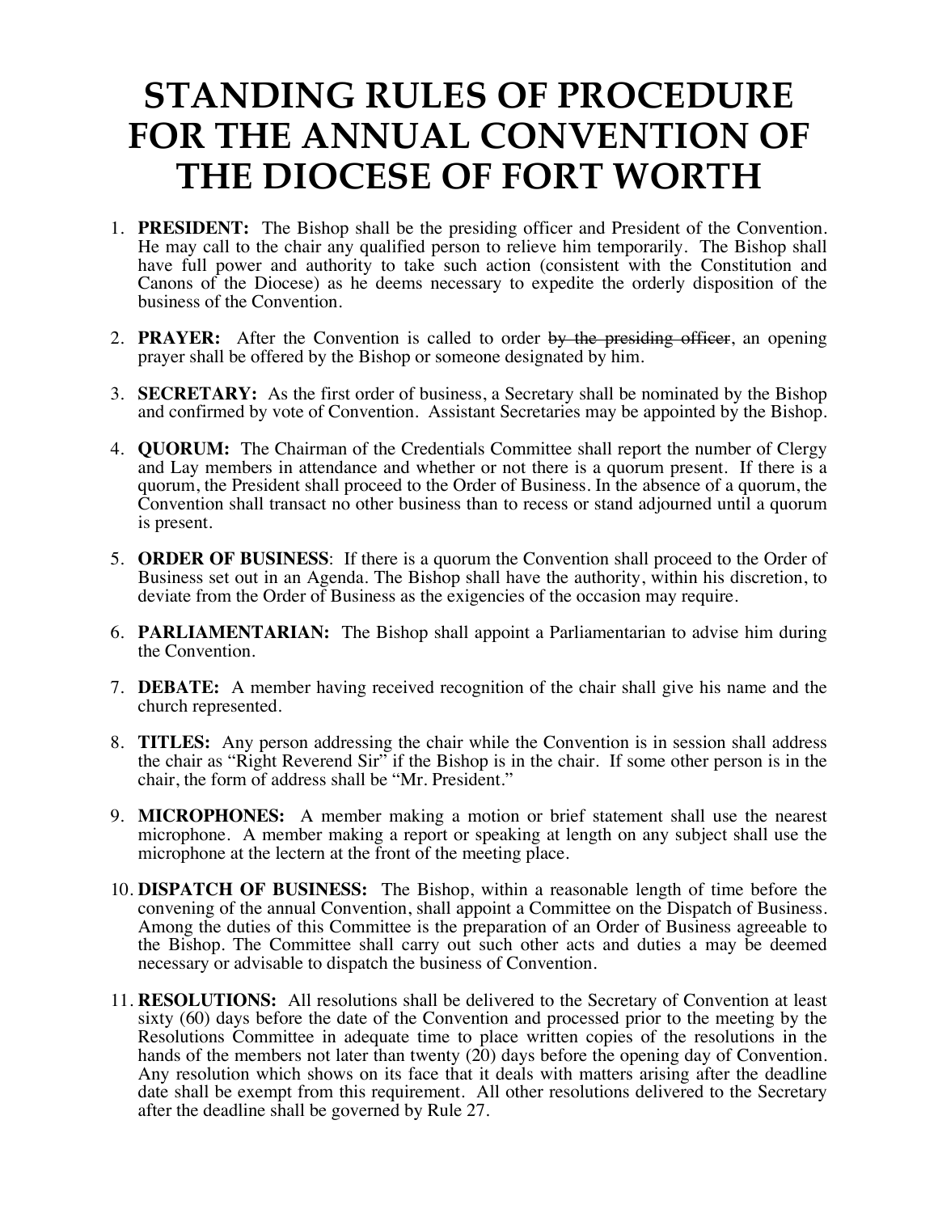# STANDING RULES OF PROCEDURE FOR THE ANNUAL CONVENTION OF THE DIOCESE OF FORT WORTH

1. **PRESIDENT:** The Bishop shall be the presiding officer and President of the Convention. He may call to the chair any qualified person to relieve him temporarily. The Bishop shall have full power and authority to take such action (consistent with the Constitution and Canons of the Diocese) as he deems necessary to expedite the orderly disposition of the business of the Convention.

2. **PRAYER:** After the Convention is called to order ~~by the presiding officer~~, an opening prayer shall be offered by the Bishop or someone designated by him.

3. **SECRETARY:** As the first order of business, a Secretary shall be nominated by the Bishop and confirmed by vote of Convention. Assistant Secretaries may be appointed by the Bishop.

4. **QUORUM:** The Chairman of the Credentials Committee shall report the number of Clergy and Lay members in attendance and whether or not there is a quorum present. If there is a quorum, the President shall proceed to the Order of Business. In the absence of a quorum, the Convention shall transact no other business than to recess or stand adjourned until a quorum is present.

5. **ORDER OF BUSINESS**: If there is a quorum the Convention shall proceed to the Order of Business set out in an Agenda. The Bishop shall have the authority, within his discretion, to deviate from the Order of Business as the exigencies of the occasion may require.

6. **PARLIAMENTARIAN:** The Bishop shall appoint a Parliamentarian to advise him during the Convention.

7. **DEBATE:** A member having received recognition of the chair shall give his name and the church represented.

8. **TITLES:** Any person addressing the chair while the Convention is in session shall address the chair as "Right Reverend Sir" if the Bishop is in the chair. If some other person is in the chair, the form of address shall be "Mr. President."

9. **MICROPHONES:** A member making a motion or brief statement shall use the nearest microphone. A member making a report or speaking at length on any subject shall use the microphone at the lectern at the front of the meeting place.

10. **DISPATCH OF BUSINESS:** The Bishop, within a reasonable length of time before the convening of the annual Convention, shall appoint a Committee on the Dispatch of Business. Among the duties of this Committee is the preparation of an Order of Business agreeable to the Bishop. The Committee shall carry out such other acts and duties a may be deemed necessary or advisable to dispatch the business of Convention.

11. **RESOLUTIONS:** All resolutions shall be delivered to the Secretary of Convention at least sixty (60) days before the date of the Convention and processed prior to the meeting by the Resolutions Committee in adequate time to place written copies of the resolutions in the hands of the members not later than twenty (20) days before the opening day of Convention. Any resolution which shows on its face that it deals with matters arising after the deadline date shall be exempt from this requirement. All other resolutions delivered to the Secretary after the deadline shall be governed by Rule 27.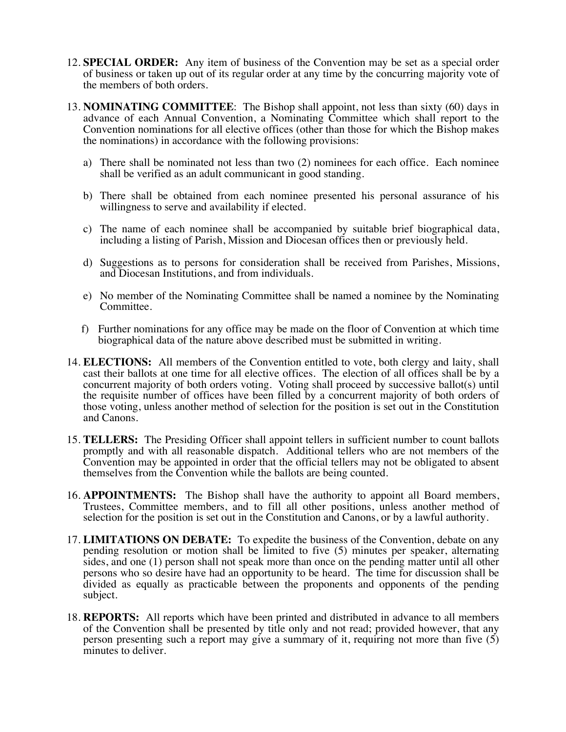12. **SPECIAL ORDER:** Any item of business of the Convention may be set as a special order of business or taken up out of its regular order at any time by the concurring majority vote of the members of both orders.

13. **NOMINATING COMMITTEE**: The Bishop shall appoint, not less than sixty (60) days in advance of each Annual Convention, a Nominating Committee which shall report to the Convention nominations for all elective offices (other than those for which the Bishop makes the nominations) in accordance with the following provisions:

    a) There shall be nominated not less than two (2) nominees for each office. Each nominee shall be verified as an adult communicant in good standing.

    b) There shall be obtained from each nominee presented his personal assurance of his willingness to serve and availability if elected.

    c) The name of each nominee shall be accompanied by suitable brief biographical data, including a listing of Parish, Mission and Diocesan offices then or previously held.

    d) Suggestions as to persons for consideration shall be received from Parishes, Missions, and Diocesan Institutions, and from individuals.

    e) No member of the Nominating Committee shall be named a nominee by the Nominating Committee.

    f) Further nominations for any office may be made on the floor of Convention at which time biographical data of the nature above described must be submitted in writing.

14. **ELECTIONS:** All members of the Convention entitled to vote, both clergy and laity, shall cast their ballots at one time for all elective offices. The election of all offices shall be by a concurrent majority of both orders voting. Voting shall proceed by successive ballot(s) until the requisite number of offices have been filled by a concurrent majority of both orders of those voting, unless another method of selection for the position is set out in the Constitution and Canons.

15. **TELLERS:** The Presiding Officer shall appoint tellers in sufficient number to count ballots promptly and with all reasonable dispatch. Additional tellers who are not members of the Convention may be appointed in order that the official tellers may not be obligated to absent themselves from the Convention while the ballots are being counted.

16. **APPOINTMENTS:** The Bishop shall have the authority to appoint all Board members, Trustees, Committee members, and to fill all other positions, unless another method of selection for the position is set out in the Constitution and Canons, or by a lawful authority.

17. **LIMITATIONS ON DEBATE:** To expedite the business of the Convention, debate on any pending resolution or motion shall be limited to five (5) minutes per speaker, alternating sides, and one (1) person shall not speak more than once on the pending matter until all other persons who so desire have had an opportunity to be heard. The time for discussion shall be divided as equally as practicable between the proponents and opponents of the pending subject.

18. **REPORTS:** All reports which have been printed and distributed in advance to all members of the Convention shall be presented by title only and not read; provided however, that any person presenting such a report may give a summary of it, requiring not more than five (5) minutes to deliver.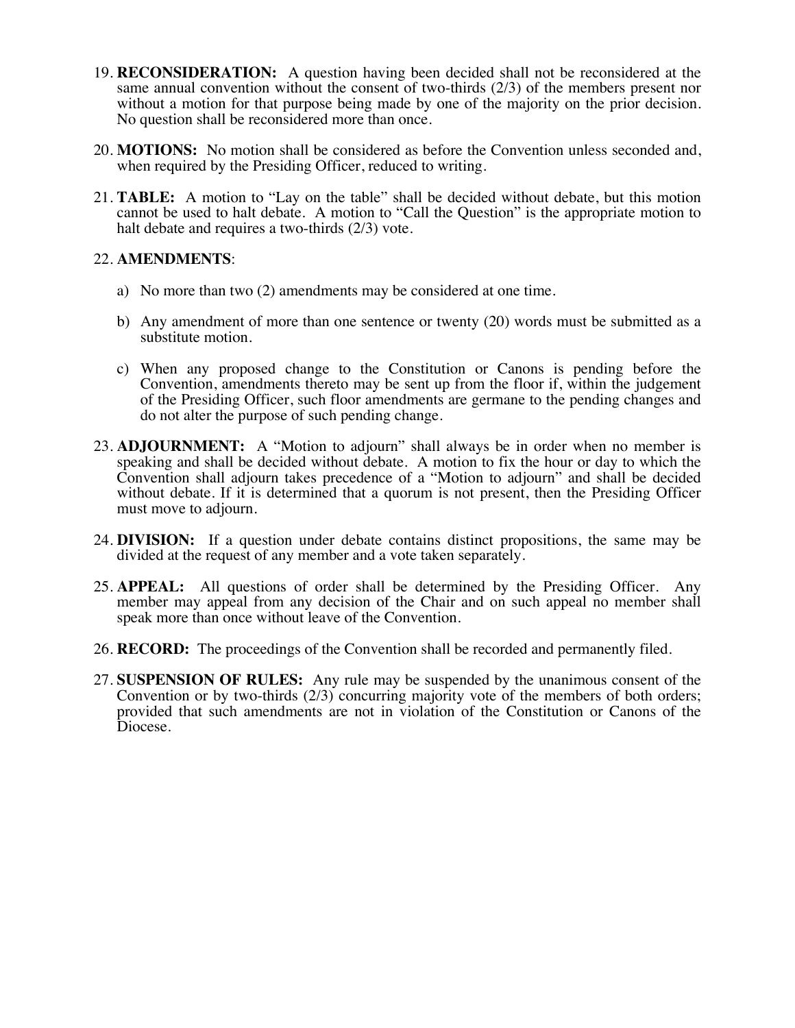19. **RECONSIDERATION:** A question having been decided shall not be reconsidered at the same annual convention without the consent of two-thirds (2/3) of the members present nor without a motion for that purpose being made by one of the majority on the prior decision. No question shall be reconsidered more than once.

20. **MOTIONS:** No motion shall be considered as before the Convention unless seconded and, when required by the Presiding Officer, reduced to writing.

21. **TABLE:** A motion to "Lay on the table" shall be decided without debate, but this motion cannot be used to halt debate. A motion to "Call the Question" is the appropriate motion to halt debate and requires a two-thirds (2/3) vote.

22. **AMENDMENTS**:

    a) No more than two (2) amendments may be considered at one time.

    b) Any amendment of more than one sentence or twenty (20) words must be submitted as a substitute motion.

    c) When any proposed change to the Constitution or Canons is pending before the Convention, amendments thereto may be sent up from the floor if, within the judgement of the Presiding Officer, such floor amendments are germane to the pending changes and do not alter the purpose of such pending change.

23. **ADJOURNMENT:** A "Motion to adjourn" shall always be in order when no member is speaking and shall be decided without debate. A motion to fix the hour or day to which the Convention shall adjourn takes precedence of a "Motion to adjourn" and shall be decided without debate. If it is determined that a quorum is not present, then the Presiding Officer must move to adjourn.

24. **DIVISION:** If a question under debate contains distinct propositions, the same may be divided at the request of any member and a vote taken separately.

25. **APPEAL:** All questions of order shall be determined by the Presiding Officer. Any member may appeal from any decision of the Chair and on such appeal no member shall speak more than once without leave of the Convention.

26. **RECORD:** The proceedings of the Convention shall be recorded and permanently filed.

27. **SUSPENSION OF RULES:** Any rule may be suspended by the unanimous consent of the Convention or by two-thirds (2/3) concurring majority vote of the members of both orders; provided that such amendments are not in violation of the Constitution or Canons of the Diocese.